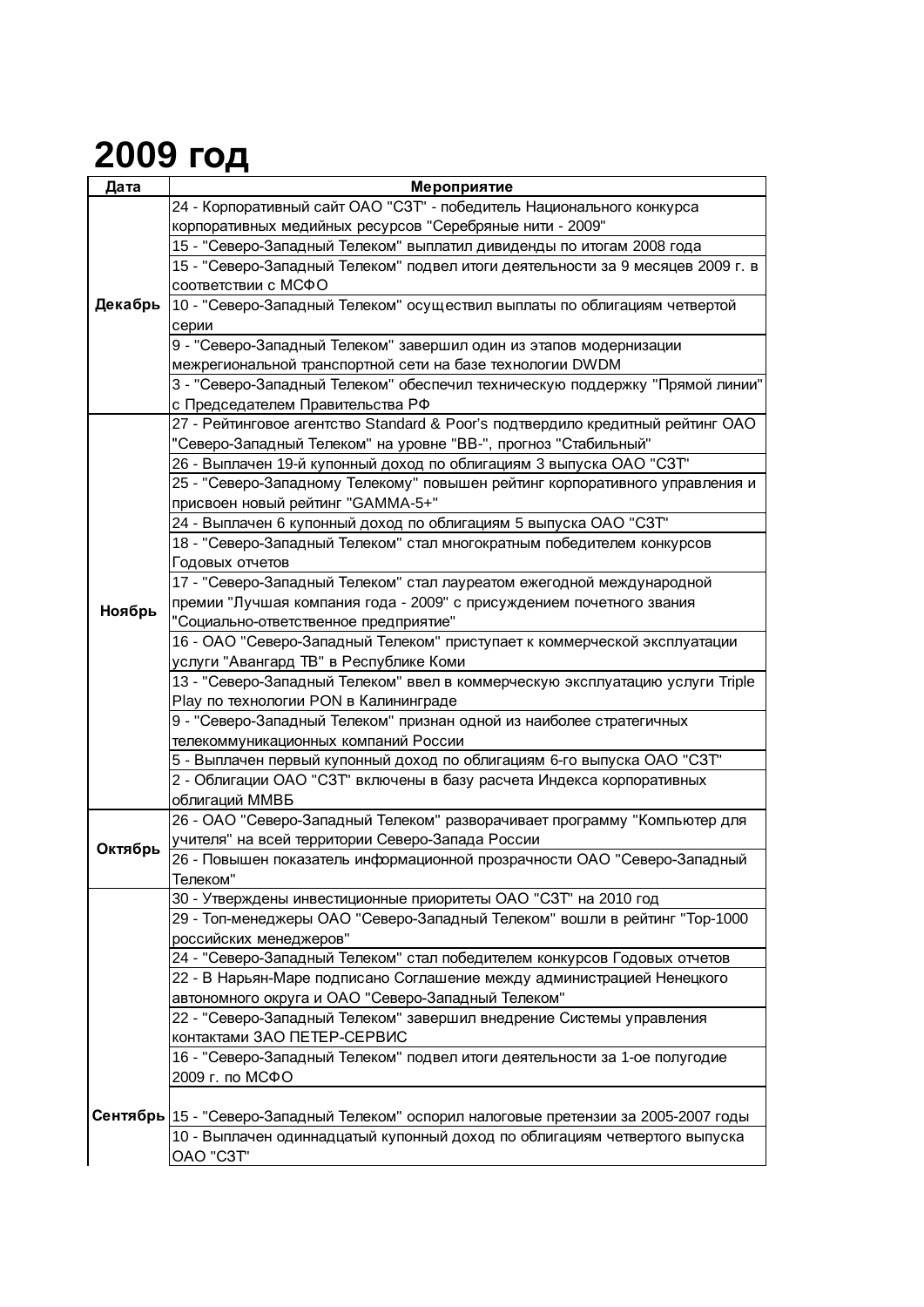# 2009 год

| Дата | Мероприятие |
|---|---|
| Декабрь | 24 - Корпоративный сайт ОАО "СЗТ" - победитель Национального конкурса корпоративных медийных ресурсов "Серебряные нити - 2009" |
| | 15 - "Северо-Западный Телеком" выплатил дивиденды по итогам 2008 года |
| | 15 - "Северо-Западный Телеком" подвел итоги деятельности за 9 месяцев 2009 г. в соответствии с МСФО |
| | 10 - "Северо-Западный Телеком" осуществил выплаты по облигациям четвертой серии |
| | 9 - "Северо-Западный Телеком" завершил один из этапов модернизации межрегиональной транспортной сети на базе технологии DWDM |
| | 3 - "Северо-Западный Телеком" обеспечил техническую поддержку "Прямой линии" с Председателем Правительства РФ |
| Ноябрь | 27 - Рейтинговое агентство Standard & Poor's подтвердило кредитный рейтинг ОАО "Северо-Западный Телеком" на уровне "BB-", прогноз "Стабильный" |
| | 26 - Выплачен 19-й купонный доход по облигациям 3 выпуска ОАО "СЗТ" |
| | 25 - "Северо-Западному Телекому" повышен рейтинг корпоративного управления и присвоен новый рейтинг "GAMMA-5+" |
| | 24 - Выплачен 6 купонный доход по облигациям 5 выпуска ОАО "СЗТ" |
| | 18 - "Северо-Западный Телеком" стал многократным победителем конкурсов Годовых отчетов |
| | 17 - "Северо-Западный Телеком" стал лауреатом ежегодной международной премии "Лучшая компания года - 2009" с присуждением почетного звания "Социально-ответственное предприятие" |
| | 16 - ОАО "Северо-Западный Телеком" приступает к коммерческой эксплуатации услуги "Авангард ТВ" в Республике Коми |
| | 13 - "Северо-Западный Телеком" ввел в коммерческую эксплуатацию услуги Triple Play по технологии PON в Калининграде |
| | 9 - "Северо-Западный Телеком" признан одной из наиболее стратегичных телекоммуникационных компаний России |
| | 5 - Выплачен первый купонный доход по облигациям 6-го выпуска ОАО "СЗТ" |
| | 2 - Облигации ОАО "СЗТ" включены в базу расчета Индекса корпоративных облигаций ММВБ |
| Октябрь | 26 - ОАО "Северо-Западный Телеком" разворачивает программу "Компьютер для учителя" на всей территории Северо-Запада России |
| | 26 - Повышен показатель информационной прозрачности ОАО "Северо-Западный Телеком" |
| Сентябрь | 30 - Утверждены инвестиционные приоритеты ОАО "СЗТ" на 2010 год |
| | 29 - Топ-менеджеры ОАО "Северо-Западный Телеком" вошли в рейтинг "Топ-1000 российских менеджеров" |
| | 24 - "Северо-Западный Телеком" стал победителем конкурсов Годовых отчетов |
| | 22 - В Нарьян-Маре подписано Соглашение между администрацией Ненецкого автономного округа и ОАО "Северо-Западный Телеком" |
| | 22 - "Северо-Западный Телеком" завершил внедрение Системы управления контактами ЗАО ПЕТЕР-СЕРВИС |
| | 16 - "Северо-Западный Телеком" подвел итоги деятельности за 1-ое полугодие 2009 г. по МСФО |
| | 15 - "Северо-Западный Телеком" оспорил налоговые претензии за 2005-2007 годы |
| | 10 - Выплачен одиннадцатый купонный доход по облигациям четвертого выпуска ОАО "СЗТ" |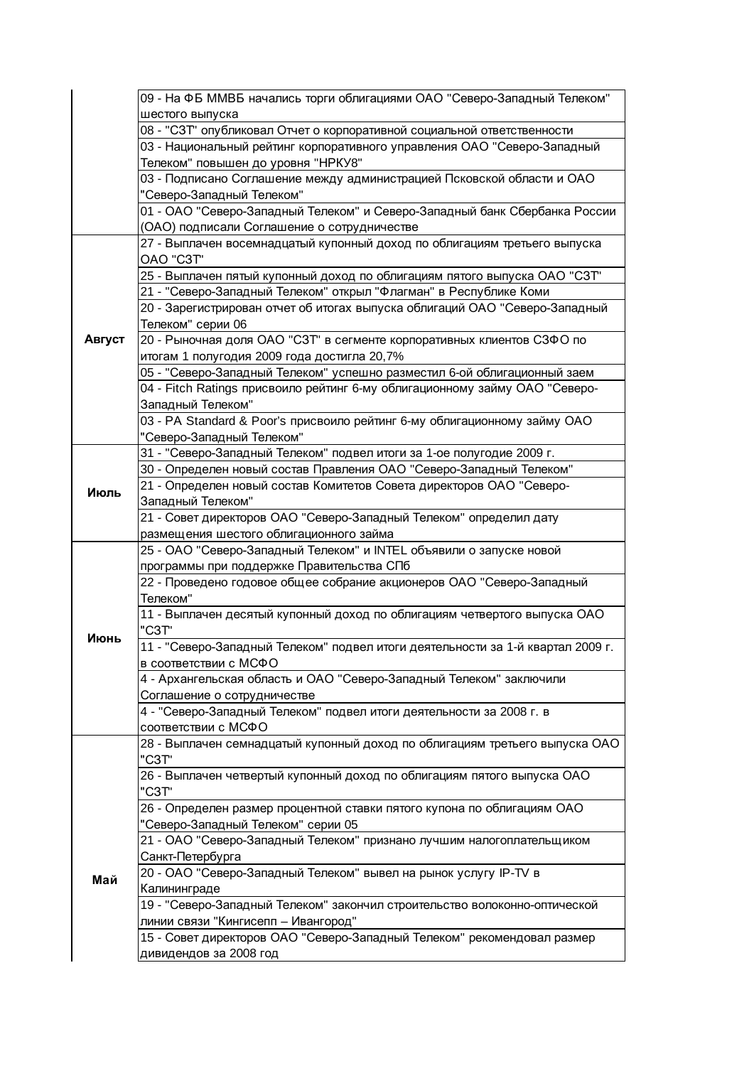| | |
|---|---|
| | 09 - На ФБ ММВБ начались торги облигациями ОАО "Северо-Западный Телеком" шестого выпуска |
| | 08 - "СЗТ" опубликовал Отчет о корпоративной социальной ответственности |
| | 03 - Национальный рейтинг корпоративного управления ОАО "Северо-Западный Телеком" повышен до уровня "НРКУ8" |
| | 03 - Подписано Соглашение между администрацией Псковской области и ОАО "Северо-Западный Телеком" |
| | 01 - ОАО "Северо-Западный Телеком" и Северо-Западный банк Сбербанка России (ОАО) подписали Соглашение о сотрудничестве |
| **Август** | 27 - Выплачен восемнадцатый купонный доход по облигациям третьего выпуска ОАО "СЗТ" |
| | 25 - Выплачен пятый купонный доход по облигациям пятого выпуска ОАО "СЗТ" |
| | 21 - "Северо-Западный Телеком" открыл "Флагман" в Республике Коми |
| | 20 - Зарегистрирован отчет об итогах выпуска облигаций ОАО "Северо-Западный Телеком" серии 06 |
| | 20 - Рыночная доля ОАО "СЗТ" в сегменте корпоративных клиентов СЗФО по итогам 1 полугодия 2009 года достигла 20,7% |
| | 05 - "Северо-Западный Телеком" успешно разместил 6-ой облигационный заем |
| | 04 - Fitch Ratings присвоило рейтинг 6-му облигационному займу ОАО "Северо-Западный Телеком" |
| | 03 - РА Standard & Poor's присвоило рейтинг 6-му облигационному займу ОАО "Северо-Западный Телеком" |
| **Июль** | 31 - "Северо-Западный Телеком" подвел итоги за 1-ое полугодие 2009 г. |
| | 30 - Определен новый состав Правления ОАО "Северо-Западный Телеком" |
| | 21 - Определен новый состав Комитетов Совета директоров ОАО "Северо-Западный Телеком" |
| | 21 - Совет директоров ОАО "Северо-Западный Телеком" определил дату размещения шестого облигационного займа |
| **Июнь** | 25 - ОАО "Северо-Западный Телеком" и INTEL объявили о запуске новой программы при поддержке Правительства СПб |
| | 22 - Проведено годовое общее собрание акционеров ОАО "Северо-Западный Телеком" |
| | 11 - Выплачен десятый купонный доход по облигациям четвертого выпуска ОАО "СЗТ" |
| | 11 - "Северо-Западный Телеком" подвел итоги деятельности за 1-й квартал 2009 г. в соответствии с МСФО |
| | 4 - Архангельская область и ОАО "Северо-Западный Телеком" заключили Соглашение о сотрудничестве |
| | 4 - "Северо-Западный Телеком" подвел итоги деятельности за 2008 г. в соответствии с МСФО |
| **Май** | 28 - Выплачен семнадцатый купонный доход по облигациям третьего выпуска ОАО "СЗТ" |
| | 26 - Выплачен четвертый купонный доход по облигациям пятого выпуска ОАО "СЗТ" |
| | 26 - Определен размер процентной ставки пятого купона по облигациям ОАО "Северо-Западный Телеком" серии 05 |
| | 21 - ОАО "Северо-Западный Телеком" признано лучшим налогоплательщиком Санкт-Петербурга |
| | 20 - ОАО "Северо-Западный Телеком" вывел на рынок услугу IP-TV в Калининграде |
| | 19 - "Северо-Западный Телеком" закончил строительство волоконно-оптической линии связи "Кингисепп – Ивангород" |
| | 15 - Совет директоров ОАО "Северо-Западный Телеком" рекомендовал размер дивидендов за 2008 год |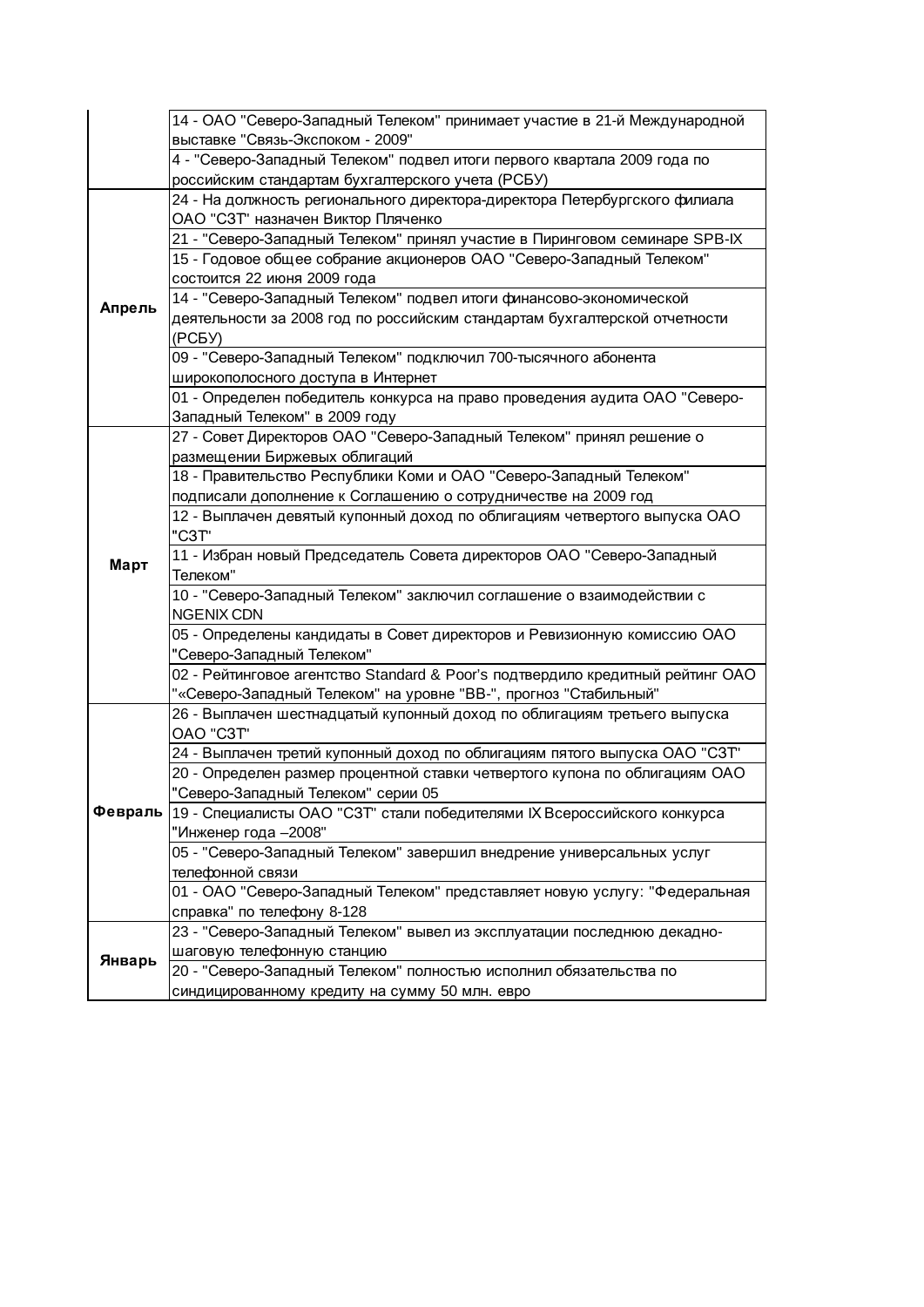| | |
|---|---|
| | 14 - ОАО "Северо-Западный Телеком" принимает участие в 21-й Международной выставке "Связь-Экспоком - 2009" |
| | 4 - "Северо-Западный Телеком" подвел итоги первого квартала 2009 года по российским стандартам бухгалтерского учета (РСБУ) |
| **Апрель** | 24 - На должность регионального директора-директора Петербургского филиала ОАО "СЗТ" назначен Виктор Пляченко |
| | 21 - "Северо-Западный Телеком" принял участие в Пиринговом семинаре SPB-IX |
| | 15 - Годовое общее собрание акционеров ОАО "Северо-Западный Телеком" состоится 22 июня 2009 года |
| | 14 - "Северо-Западный Телеком" подвел итоги финансово-экономической деятельности за 2008 год по российским стандартам бухгалтерской отчетности (РСБУ) |
| | 09 - "Северо-Западный Телеком" подключил 700-тысячного абонента широкополосного доступа в Интернет |
| | 01 - Определен победитель конкурса на право проведения аудита ОАО "Северо-Западный Телеком" в 2009 году |
| **Март** | 27 - Совет Директоров ОАО "Северо-Западный Телеком" принял решение о размещении Биржевых облигаций |
| | 18 - Правительство Республики Коми и ОАО "Северо-Западный Телеком" подписали дополнение к Соглашению о сотрудничестве на 2009 год |
| | 12 - Выплачен девятый купонный доход по облигациям четвертого выпуска ОАО "СЗТ" |
| | 11 - Избран новый Председатель Совета директоров ОАО "Северо-Западный Телеком" |
| | 10 - "Северо-Западный Телеком" заключил соглашение о взаимодействии с NGENIX CDN |
| | 05 - Определены кандидаты в Совет директоров и Ревизионную комиссию ОАО "Северо-Западный Телеком" |
| | 02 - Рейтинговое агентство Standard & Poor's подтвердило кредитный рейтинг ОАО "«Северо-Западный Телеком" на уровне "BB-", прогноз "Стабильный" |
| **Февраль** | 26 - Выплачен шестнадцатый купонный доход по облигациям третьего выпуска ОАО "СЗТ" |
| | 24 - Выплачен третий купонный доход по облигациям пятого выпуска ОАО "СЗТ" |
| | 20 - Определен размер процентной ставки четвертого купона по облигациям ОАО "Северо-Западный Телеком" серии 05 |
| | 19 - Специалисты ОАО "СЗТ" стали победителями IX Всероссийского конкурса "Инженер года –2008" |
| | 05 - "Северо-Западный Телеком" завершил внедрение универсальных услуг телефонной связи |
| | 01 - ОАО "Северо-Западный Телеком" представляет новую услугу: "Федеральная справка" по телефону 8-128 |
| **Январь** | 23 - "Северо-Западный Телеком" вывел из эксплуатации последнюю декадно-шаговую телефонную станцию |
| | 20 - "Северо-Западный Телеком" полностью исполнил обязательства по синдицированному кредиту на сумму 50 млн. евро |